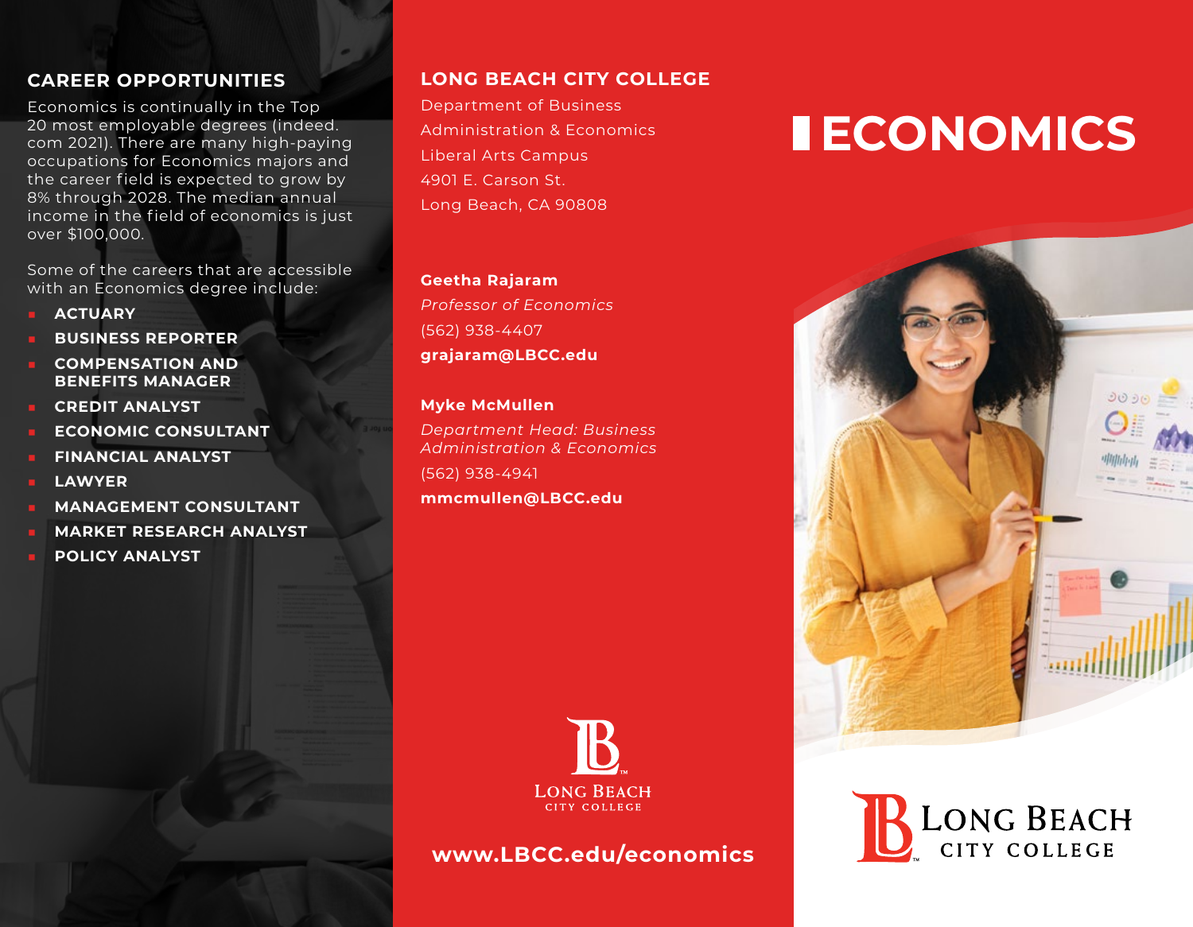## CAREER OPPORTUNITIES

Economics is continually in the Top 20 most employable degrees (indeed.com 2021). There are many high-paying occupations for Economics majors and the career field is expected to grow by 8% through 2028. The median annual income in the field of economics is just over $100,000.

Some of the careers that are accessible with an Economics degree include:

- **ACTUARY**
- **BUSINESS REPORTER**
- **COMPENSATION AND BENEFITS MANAGER**
- **CREDIT ANALYST**
- **ECONOMIC CONSULTANT**
- **FINANCIAL ANALYST**
- **LAWYER**
- **MANAGEMENT CONSULTANT**
- **MARKET RESEARCH ANALYST**
- **POLICY ANALYST**

## LONG BEACH CITY COLLEGE

Department of Business Administration & Economics
Liberal Arts Campus
4901 E. Carson St.
Long Beach, CA 90808

**Geetha Rajaram**
*Professor of Economics*
(562) 938-4407
**grajaram@LBCC.edu**

**Myke McMullen**
*Department Head: Business Administration & Economics*
(562) 938-4941
**mmcmullen@LBCC.edu**

Long Beach City College

**www.LBCC.edu/economics**

# ECONOMICS

Long Beach City College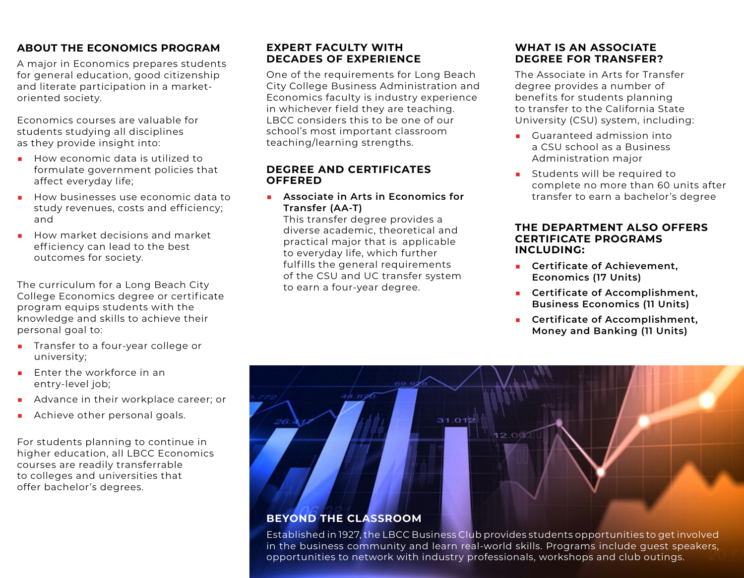## ABOUT THE ECONOMICS PROGRAM

A major in Economics prepares students for general education, good citizenship and literate participation in a market-oriented society.

Economics courses are valuable for students studying all disciplines as they provide insight into:

- How economic data is utilized to formulate government policies that affect everyday life;
- How businesses use economic data to study revenues, costs and efficiency; and
- How market decisions and market efficiency can lead to the best outcomes for society.

The curriculum for a Long Beach City College Economics degree or certificate program equips students with the knowledge and skills to achieve their personal goal to:

- Transfer to a four-year college or university;
- Enter the workforce in an entry-level job;
- Advance in their workplace career; or
- Achieve other personal goals.

For students planning to continue in higher education, all LBCC Economics courses are readily transferrable to colleges and universities that offer bachelor's degrees.

## EXPERT FACULTY WITH DECADES OF EXPERIENCE

One of the requirements for Long Beach City College Business Administration and Economics faculty is industry experience in whichever field they are teaching. LBCC considers this to be one of our school's most important classroom teaching/learning strengths.

## DEGREE AND CERTIFICATES OFFERED

- **Associate in Arts in Economics for Transfer (AA-T)**
  This transfer degree provides a diverse academic, theoretical and practical major that is applicable to everyday life, which further fulfills the general requirements of the CSU and UC transfer system to earn a four-year degree.

## WHAT IS AN ASSOCIATE DEGREE FOR TRANSFER?

The Associate in Arts for Transfer degree provides a number of benefits for students planning to transfer to the California State University (CSU) system, including:

- Guaranteed admission into a CSU school as a Business Administration major
- Students will be required to complete no more than 60 units after transfer to earn a bachelor's degree

## THE DEPARTMENT ALSO OFFERS CERTIFICATE PROGRAMS INCLUDING:

- **Certificate of Achievement, Economics (17 Units)**
- **Certificate of Accomplishment, Business Economics (11 Units)**
- **Certificate of Accomplishment, Money and Banking (11 Units)**

## BEYOND THE CLASSROOM

Established in 1927, the LBCC Business Club provides students opportunities to get involved in the business community and learn real-world skills. Programs include guest speakers, opportunities to network with industry professionals, workshops and club outings.